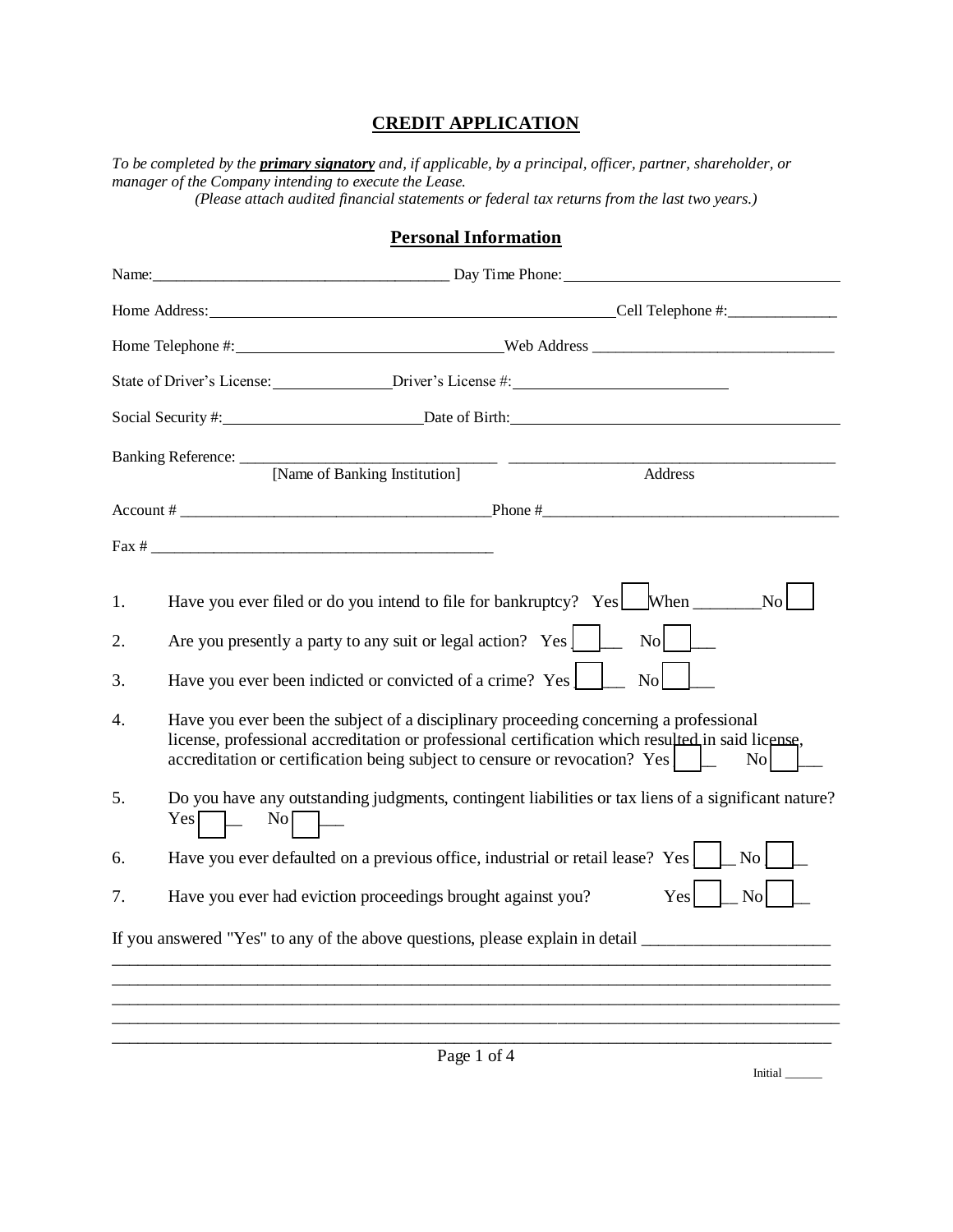# CREDIT APPLICATION

*To be completed by the* ***primary signatory*** *and, if applicable, by a principal, officer, partner, shareholder, or manager of the Company intending to execute the Lease.*
*(Please attach audited financial statements or federal tax returns from the last two years.)*

## Personal Information

Name: ______________________________________ Day Time Phone: ______________________________________

Home Address: ______________________________________________________ Cell Telephone #: ______________

Home Telephone #: __________________________________ Web Address ______________________________

State of Driver's License: _______________ Driver's License #: ___________________________

Social Security #: _________________________ Date of Birth: ____________________________________________

Banking Reference: _______________________________ ___________________________________________
[Name of Banking Institution] Address

Account # _______________________________________ Phone # ______________________________________

Fax # ___________________________________________

1. Have you ever filed or do you intend to file for bankruptcy? Yes ☐ When ________ No ☐
2. Are you presently a party to any suit or legal action? Yes ☐ No ☐
3. Have you ever been indicted or convicted of a crime? Yes ☐ No ☐
4. Have you ever been the subject of a disciplinary proceeding concerning a professional license, professional accreditation or professional certification which resulted in said license, accreditation or certification being subject to censure or revocation? Yes ☐ No ☐
5. Do you have any outstanding judgments, contingent liabilities or tax liens of a significant nature? Yes ☐ No ☐
6. Have you ever defaulted on a previous office, industrial or retail lease? Yes ☐ No ☐
7. Have you ever had eviction proceedings brought against you? Yes ☐ No ☐

If you answered "Yes" to any of the above questions, please explain in detail ______________________
_____________________________________________________________________________________
_____________________________________________________________________________________
_____________________________________________________________________________________
_____________________________________________________________________________________
_____________________________________________________________________________________

Initial ______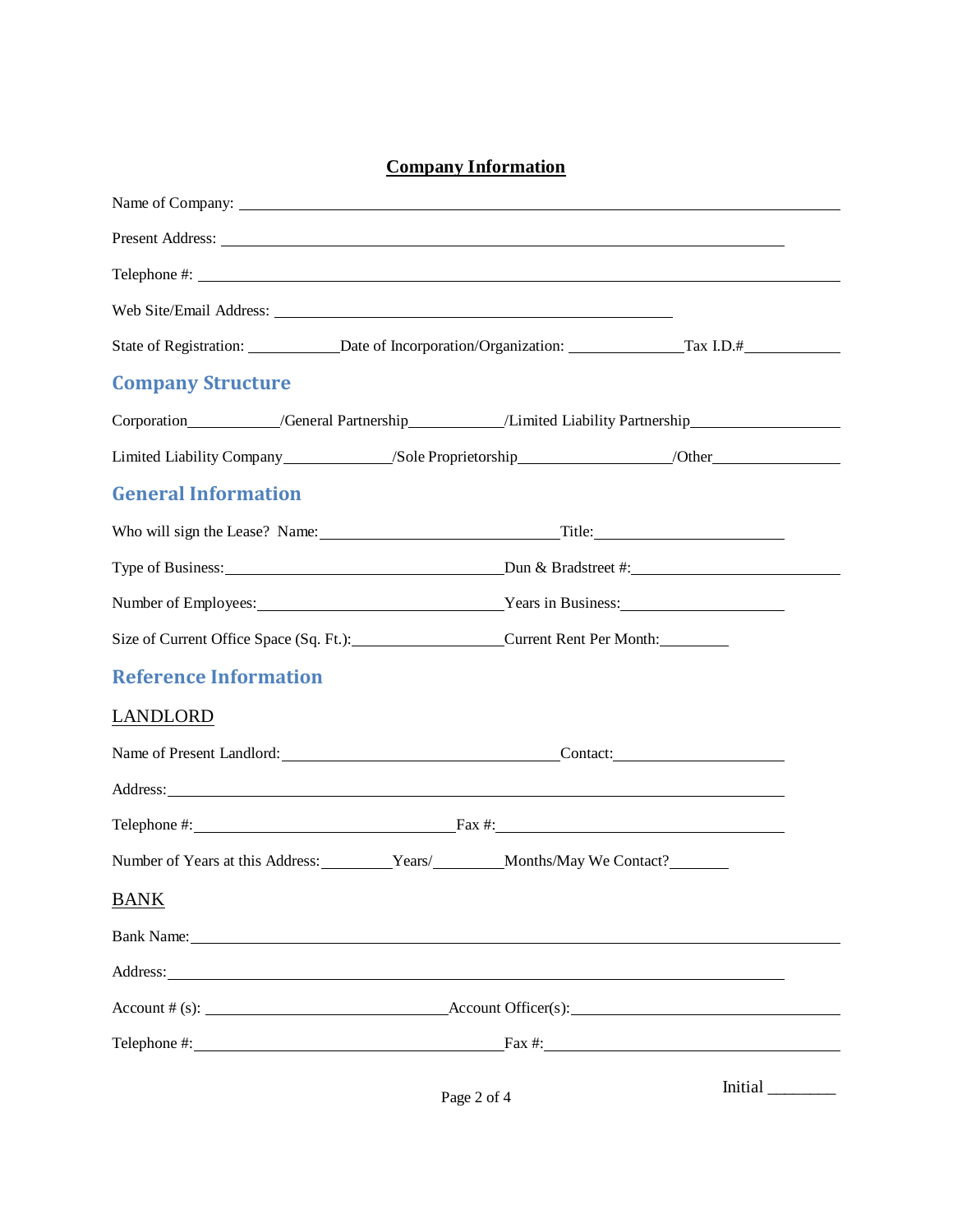# Company Information

Name of Company: ____________________________________________________________

Present Address: ______________________________________________________

Telephone #: ________________________________________________________________

Web Site/Email Address: ______________________________________

State of Registration: ___________Date of Incorporation/Organization: ______________Tax I.D.#____________

## Company Structure

Corporation___________/General Partnership___________/Limited Liability Partnership__________________

Limited Liability Company_____________/Sole Proprietorship__________________/Other________________

## General Information

Who will sign the Lease? Name:_____________________________Title:_______________________

Type of Business:_________________________________Dun & Bradstreet #:__________________________

Number of Employees:_____________________________Years in Business:____________________

Size of Current Office Space (Sq. Ft.):__________________Current Rent Per Month:________

## Reference Information

### LANDLORD

Name of Present Landlord:_________________________________Contact:____________________

Address:___________________________________________________________________

Telephone #:________________________________Fax #:_________________________________

Number of Years at this Address:_________Years/_________Months/May We Contact?_______

### BANK

Bank Name:_____________________________________________________________________

Address:___________________________________________________________________

Account # (s): _____________________________Account Officer(s):_________________________________

Telephone #:_____________________________________Fax #:______________________________________

Initial ________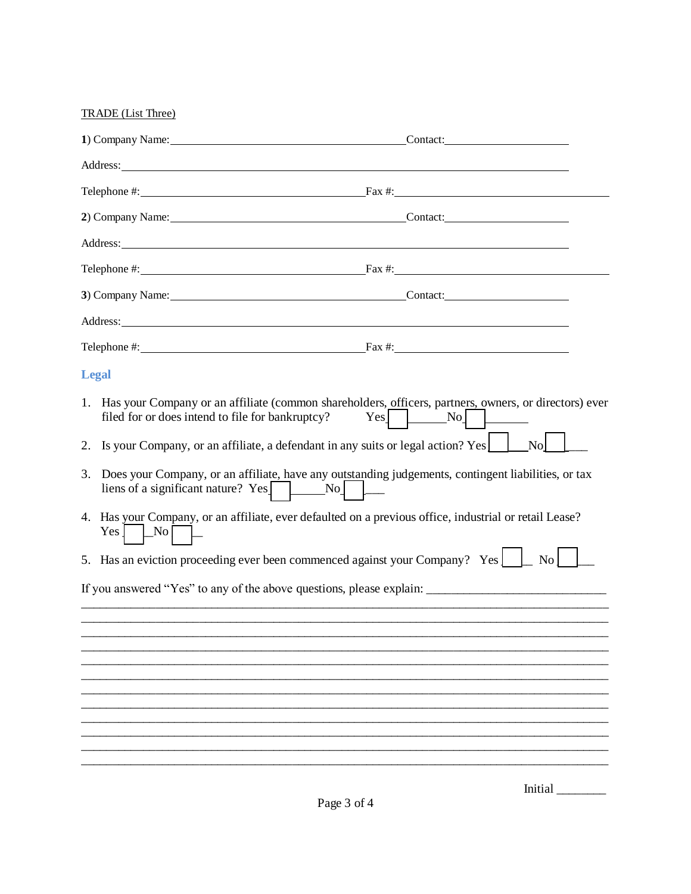TRADE (List Three)

**1**) Company Name:_______________________________________Contact:_____________________

Address:_________________________________________________________________________

Telephone #:_________________________________Fax #:_____________________________________

**2**) Company Name:_______________________________________Contact:_____________________

Address:_________________________________________________________________________

Telephone #:_________________________________Fax #:_____________________________________

**3**) Company Name:_______________________________________Contact:_____________________

Address:_________________________________________________________________________

Telephone #:_________________________________Fax #:_____________________________

## Legal

1. Has your Company or an affiliate (common shareholders, officers, partners, owners, or directors) ever filed for or does intend to file for bankruptcy? Yes ☐ No ☐
2. Is your Company, or an affiliate, a defendant in any suits or legal action? Yes ☐ No ☐
3. Does your Company, or an affiliate, have any outstanding judgements, contingent liabilities, or tax liens of a significant nature? Yes ☐ No ☐
4. Has your Company, or an affiliate, ever defaulted on a previous office, industrial or retail Lease? Yes ☐ No ☐
5. Has an eviction proceeding ever been commenced against your Company? Yes ☐ No ☐

If you answered "Yes" to any of the above questions, please explain: ____________________________
_________________________________________________________________________________
_________________________________________________________________________________
_________________________________________________________________________________
_________________________________________________________________________________
_________________________________________________________________________________
_________________________________________________________________________________
_________________________________________________________________________________
_________________________________________________________________________________
_________________________________________________________________________________
_________________________________________________________________________________
_________________________________________________________________________________
_________________________________________________________________________________

Initial ________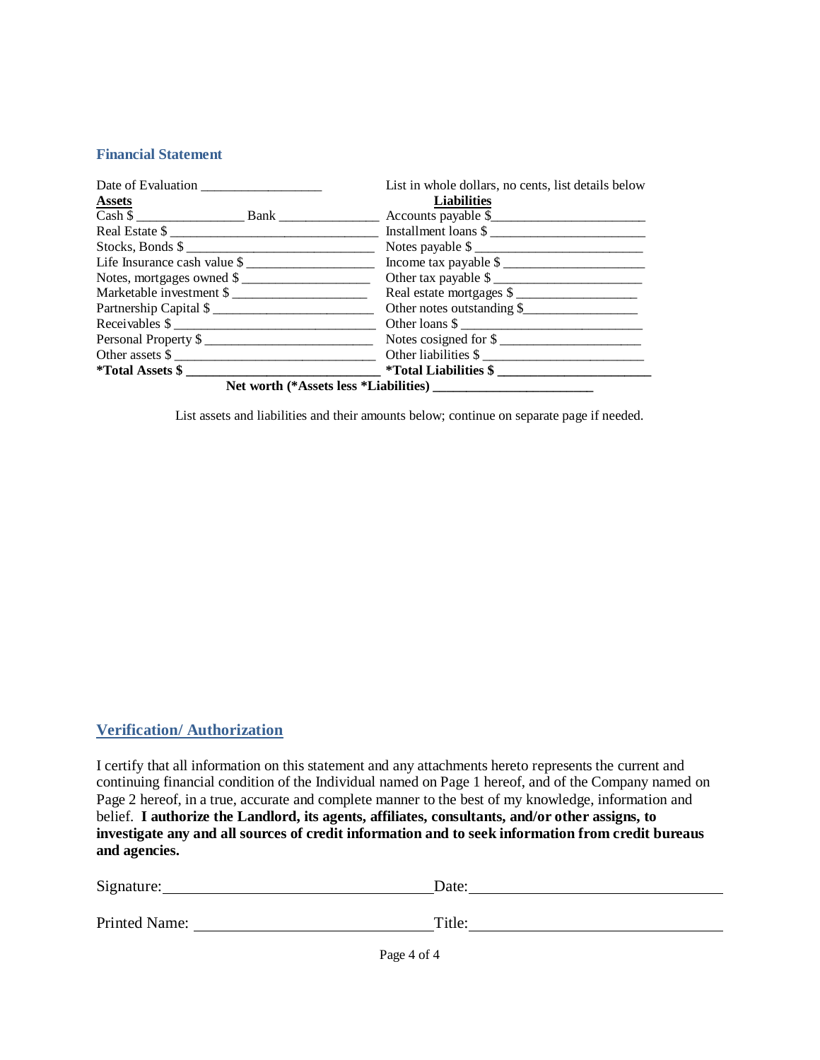## Financial Statement

| | |
|---|---|
| Date of Evaluation __________________ | List in whole dollars, no cents, list details below |
| **Assets** | **Liabilities** |
| Cash $ ________________ Bank _______________ | Accounts payable $_______________________ |
| Real Estate $ ______________________________ | Installment loans $ _______________________ |
| Stocks, Bonds $ ____________________________ | Notes payable $ _________________________ |
| Life Insurance cash value $ ___________________ | Income tax payable $ _____________________ |
| Notes, mortgages owned $ ___________________ | Other tax payable $ ______________________ |
| Marketable investment $ ____________________ | Real estate mortgages $ __________________ |
| Partnership Capital $ ________________________ | Other notes outstanding $_________________ |
| Receivables $ _____________________________ | Other loans $ ___________________________ |
| Personal Property $ _________________________ | Notes cosigned for $ _____________________ |
| Other assets $ _____________________________ | Other liabilities $ _______________________ |
| **\*Total Assets $ _____________________________** | **\*Total Liabilities $ _______________________** |

**Net worth (*Assets less *Liabilities) ________________________**

List assets and liabilities and their amounts below; continue on separate page if needed.

## Verification/ Authorization

I certify that all information on this statement and any attachments hereto represents the current and continuing financial condition of the Individual named on Page 1 hereof, and of the Company named on Page 2 hereof, in a true, accurate and complete manner to the best of my knowledge, information and belief. **I authorize the Landlord, its agents, affiliates, consultants, and/or other assigns, to investigate any and all sources of credit information and to seek information from credit bureaus and agencies.**

Signature: ________________________________ Date: ________________________________

Printed Name: ______________________________ Title: ________________________________